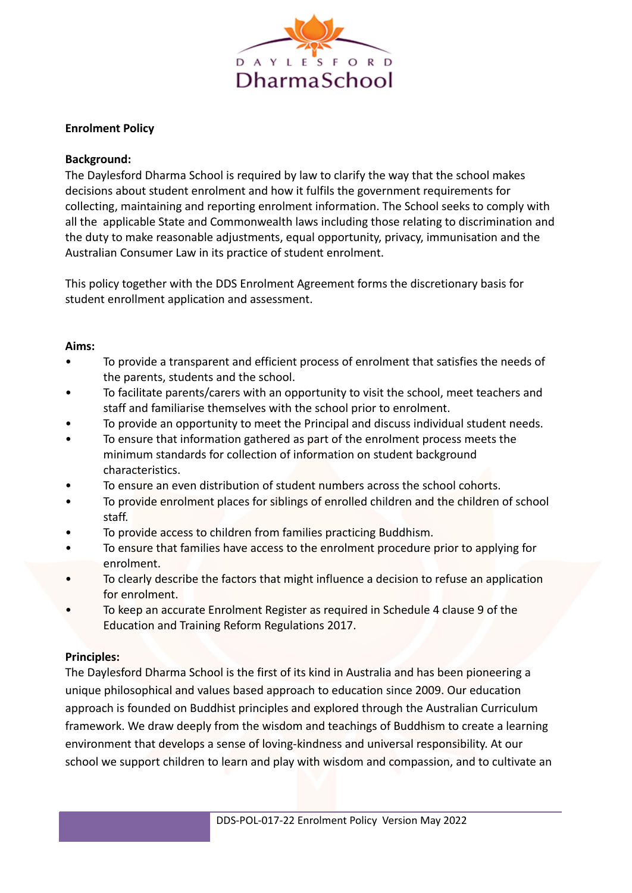**Enrolment Policy**

**Background:**

The Daylesford Dharma School is required by law to clarify the way that the school makes decisions about student enrolment and how it fulfils the government requirements for collecting, maintaining and reporting enrolment information. The School seeks to comply with all the applicable State and Commonwealth laws including those relating to discrimination and the duty to make reasonable adjustments, equal opportunity, privacy, immunisation and the Australian Consumer Law in its practice of student enrolment.

This policy together with the DDS Enrolment Agreement forms the discretionary basis for student enrollment application and assessment.

**Aims:**

- To provide a transparent and efficient process of enrolment that satisfies the needs of the parents, students and the school.
- To facilitate parents/carers with an opportunity to visit the school, meet teachers and staff and familiarise themselves with the school prior to enrolment.
- To provide an opportunity to meet the Principal and discuss individual student needs.
- To ensure that information gathered as part of the enrolment process meets the minimum standards for collection of information on student background characteristics.
- To ensure an even distribution of student numbers across the school cohorts.
- To provide enrolment places for siblings of enrolled children and the children of school staff.
- To provide access to children from families practicing Buddhism.
- To ensure that families have access to the enrolment procedure prior to applying for enrolment.
- To clearly describe the factors that might influence a decision to refuse an application for enrolment.
- To keep an accurate Enrolment Register as required in Schedule 4 clause 9 of the Education and Training Reform Regulations 2017.

**Principles:**

The Daylesford Dharma School is the first of its kind in Australia and has been pioneering a unique philosophical and values based approach to education since 2009. Our education approach is founded on Buddhist principles and explored through the Australian Curriculum framework. We draw deeply from the wisdom and teachings of Buddhism to create a learning environment that develops a sense of loving-kindness and universal responsibility. At our school we support children to learn and play with wisdom and compassion, and to cultivate an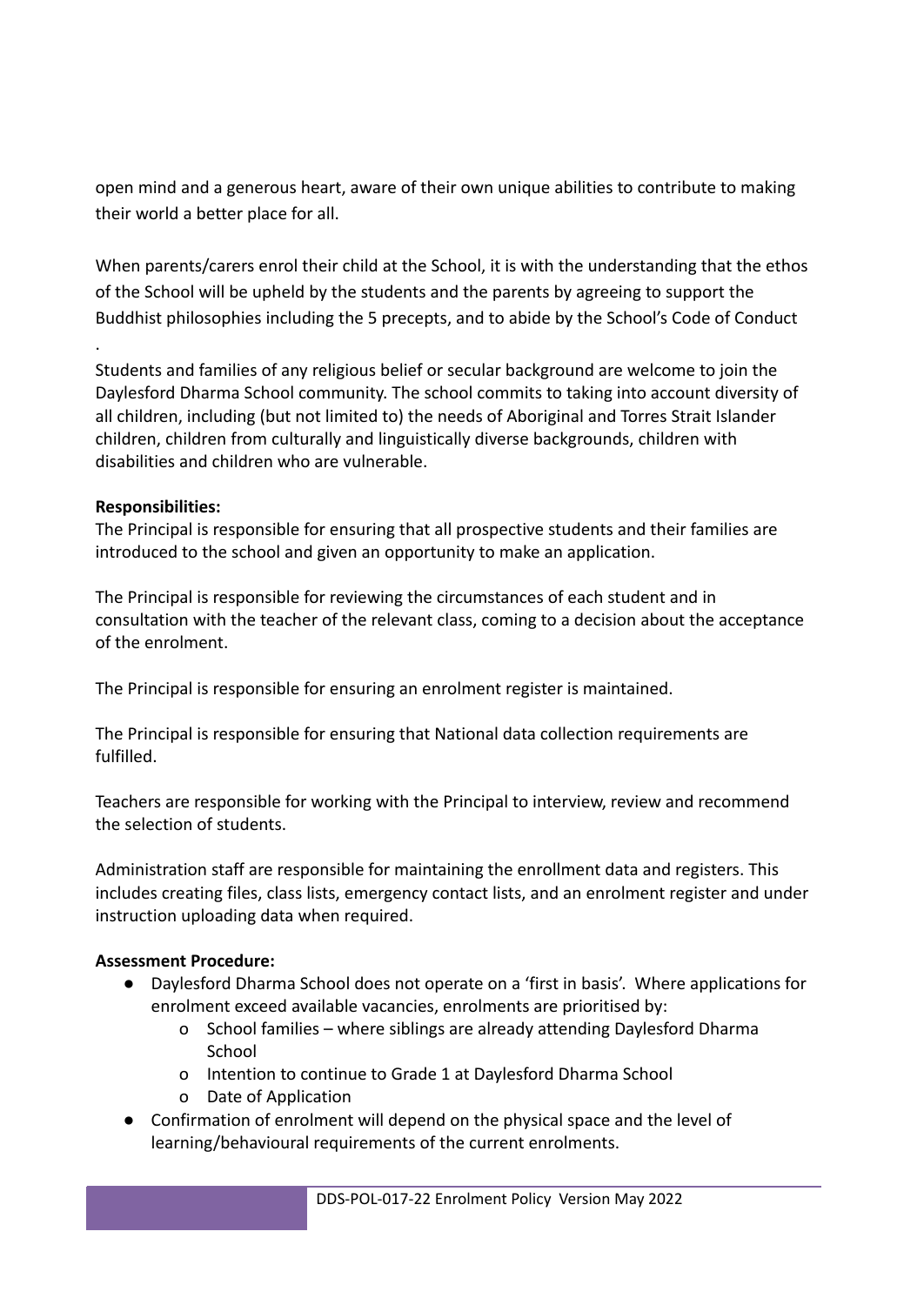open mind and a generous heart, aware of their own unique abilities to contribute to making their world a better place for all.

When parents/carers enrol their child at the School, it is with the understanding that the ethos of the School will be upheld by the students and the parents by agreeing to support the Buddhist philosophies including the 5 precepts, and to abide by the School's Code of Conduct

.

Students and families of any religious belief or secular background are welcome to join the Daylesford Dharma School community. The school commits to taking into account diversity of all children, including (but not limited to) the needs of Aboriginal and Torres Strait Islander children, children from culturally and linguistically diverse backgrounds, children with disabilities and children who are vulnerable.

**Responsibilities:**

The Principal is responsible for ensuring that all prospective students and their families are introduced to the school and given an opportunity to make an application.

The Principal is responsible for reviewing the circumstances of each student and in consultation with the teacher of the relevant class, coming to a decision about the acceptance of the enrolment.

The Principal is responsible for ensuring an enrolment register is maintained.

The Principal is responsible for ensuring that National data collection requirements are fulfilled.

Teachers are responsible for working with the Principal to interview, review and recommend the selection of students.

Administration staff are responsible for maintaining the enrollment data and registers. This includes creating files, class lists, emergency contact lists, and an enrolment register and under instruction uploading data when required.

**Assessment Procedure:**

- Daylesford Dharma School does not operate on a 'first in basis'. Where applications for enrolment exceed available vacancies, enrolments are prioritised by:
  - School families – where siblings are already attending Daylesford Dharma School
  - Intention to continue to Grade 1 at Daylesford Dharma School
  - Date of Application
- Confirmation of enrolment will depend on the physical space and the level of learning/behavioural requirements of the current enrolments.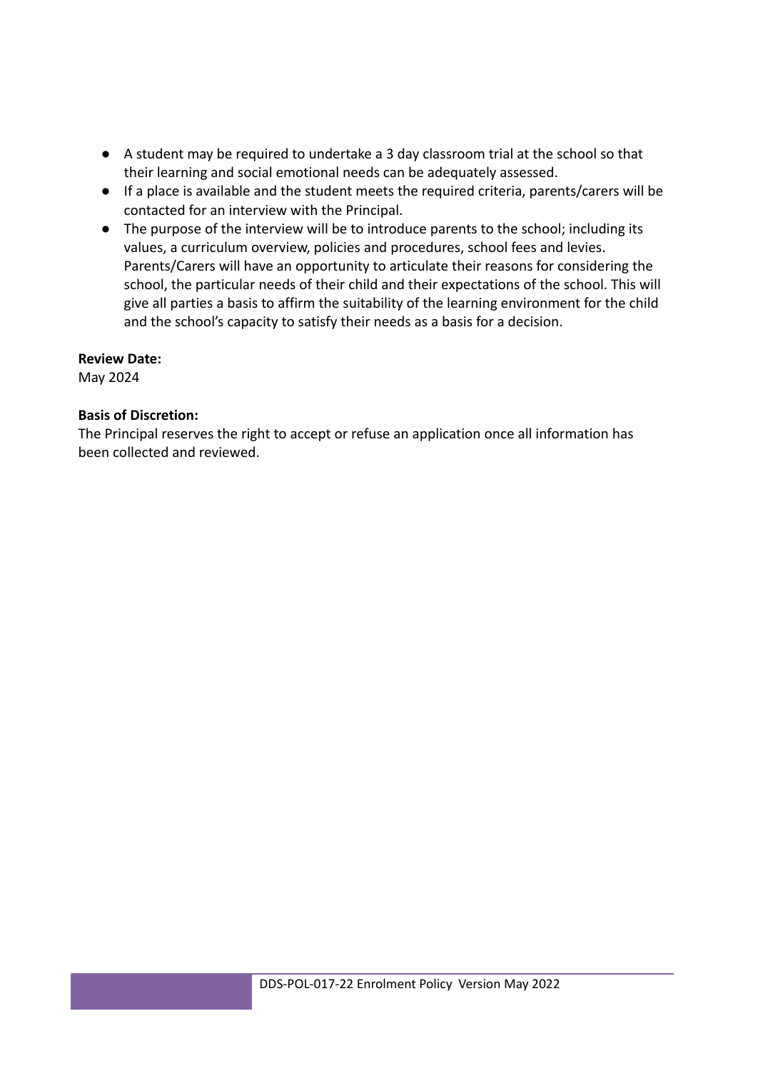- A student may be required to undertake a 3 day classroom trial at the school so that their learning and social emotional needs can be adequately assessed.
- If a place is available and the student meets the required criteria, parents/carers will be contacted for an interview with the Principal.
- The purpose of the interview will be to introduce parents to the school; including its values, a curriculum overview, policies and procedures, school fees and levies. Parents/Carers will have an opportunity to articulate their reasons for considering the school, the particular needs of their child and their expectations of the school. This will give all parties a basis to affirm the suitability of the learning environment for the child and the school's capacity to satisfy their needs as a basis for a decision.

**Review Date:**
May 2024

**Basis of Discretion:**
The Principal reserves the right to accept or refuse an application once all information has been collected and reviewed.